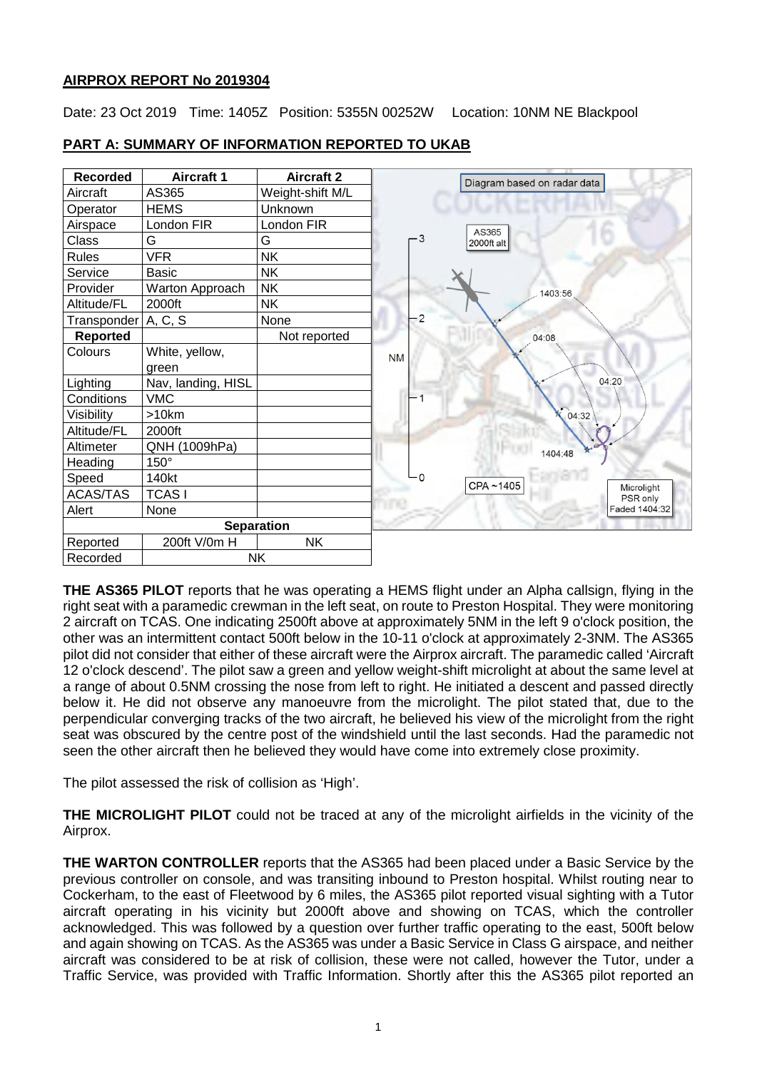## AIRPROX REPORT No 2019304

Date: 23 Oct 2019 Time: 1405Z Position: 5355N 00252W Location: 10NM NE Blackpool

## PART A: SUMMARY OF INFORMATION REPORTED TO UKAB

| Recorded | Aircraft 1 | Aircraft 2 |
|---|---|---|
| Aircraft | AS365 | Weight-shift M/L |
| Operator | HEMS | Unknown |
| Airspace | London FIR | London FIR |
| Class | G | G |
| Rules | VFR | NK |
| Service | Basic | NK |
| Provider | Warton Approach | NK |
| Altitude/FL | 2000ft | NK |
| Transponder | A, C, S | None |
| **Reported** | | Not reported |
| Colours | White, yellow, green | |
| Lighting | Nav, landing, HISL | |
| Conditions | VMC | |
| Visibility | >10km | |
| Altitude/FL | 2000ft | |
| Altimeter | QNH (1009hPa) | |
| Heading | 150° | |
| Speed | 140kt | |
| ACAS/TAS | TCAS I | |
| Alert | None | |
| **Separation** | | |
| Reported | 200ft V/0m H | NK |
| Recorded | NK | |

Diagram based on radar data

**THE AS365 PILOT** reports that he was operating a HEMS flight under an Alpha callsign, flying in the right seat with a paramedic crewman in the left seat, on route to Preston Hospital. They were monitoring 2 aircraft on TCAS. One indicating 2500ft above at approximately 5NM in the left 9 o'clock position, the other was an intermittent contact 500ft below in the 10-11 o'clock at approximately 2-3NM. The AS365 pilot did not consider that either of these aircraft were the Airprox aircraft. The paramedic called 'Aircraft 12 o'clock descend'. The pilot saw a green and yellow weight-shift microlight at about the same level at a range of about 0.5NM crossing the nose from left to right. He initiated a descent and passed directly below it. He did not observe any manoeuvre from the microlight. The pilot stated that, due to the perpendicular converging tracks of the two aircraft, he believed his view of the microlight from the right seat was obscured by the centre post of the windshield until the last seconds. Had the paramedic not seen the other aircraft then he believed they would have come into extremely close proximity.

The pilot assessed the risk of collision as 'High'.

**THE MICROLIGHT PILOT** could not be traced at any of the microlight airfields in the vicinity of the Airprox.

**THE WARTON CONTROLLER** reports that the AS365 had been placed under a Basic Service by the previous controller on console, and was transiting inbound to Preston hospital. Whilst routing near to Cockerham, to the east of Fleetwood by 6 miles, the AS365 pilot reported visual sighting with a Tutor aircraft operating in his vicinity but 2000ft above and showing on TCAS, which the controller acknowledged. This was followed by a question over further traffic operating to the east, 500ft below and again showing on TCAS. As the AS365 was under a Basic Service in Class G airspace, and neither aircraft was considered to be at risk of collision, these were not called, however the Tutor, under a Traffic Service, was provided with Traffic Information. Shortly after this the AS365 pilot reported an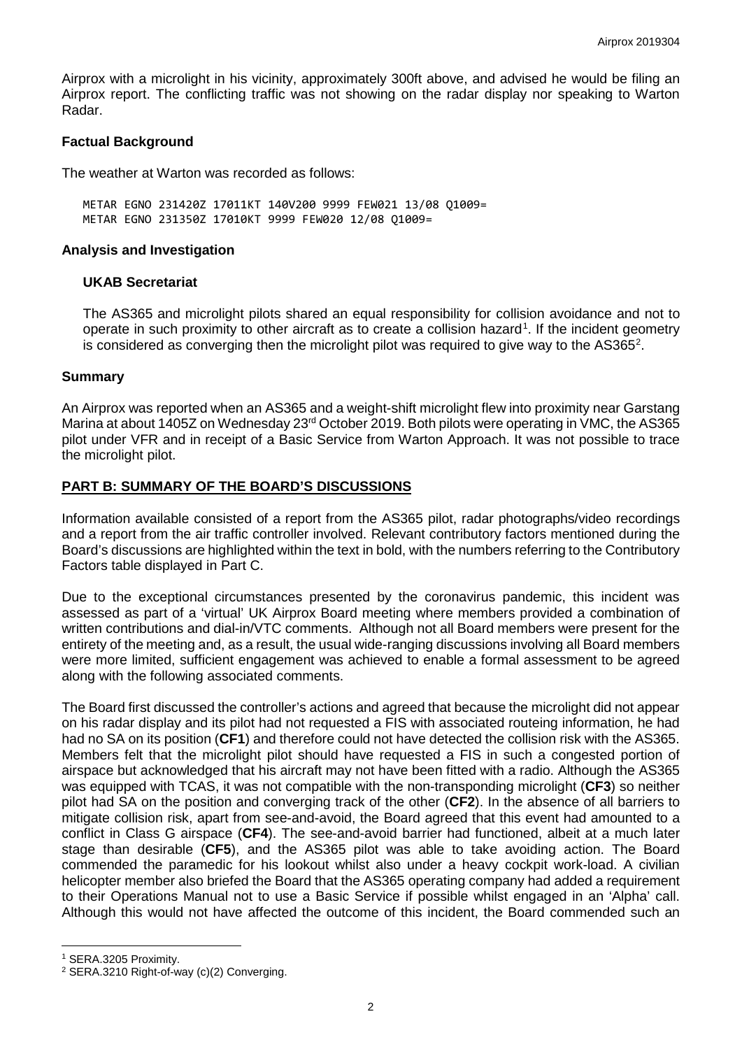Airprox with a microlight in his vicinity, approximately 300ft above, and advised he would be filing an Airprox report. The conflicting traffic was not showing on the radar display nor speaking to Warton Radar.

### Factual Background

The weather at Warton was recorded as follows:

```
METAR EGNO 231420Z 17011KT 140V200 9999 FEW021 13/08 Q1009=
METAR EGNO 231350Z 17010KT 9999 FEW020 12/08 Q1009=
```

### Analysis and Investigation

#### UKAB Secretariat

The AS365 and microlight pilots shared an equal responsibility for collision avoidance and not to operate in such proximity to other aircraft as to create a collision hazard[1]. If the incident geometry is considered as converging then the microlight pilot was required to give way to the AS365[2].

### Summary

An Airprox was reported when an AS365 and a weight-shift microlight flew into proximity near Garstang Marina at about 1405Z on Wednesday 23rd October 2019. Both pilots were operating in VMC, the AS365 pilot under VFR and in receipt of a Basic Service from Warton Approach. It was not possible to trace the microlight pilot.

## PART B: SUMMARY OF THE BOARD'S DISCUSSIONS

Information available consisted of a report from the AS365 pilot, radar photographs/video recordings and a report from the air traffic controller involved. Relevant contributory factors mentioned during the Board's discussions are highlighted within the text in bold, with the numbers referring to the Contributory Factors table displayed in Part C.

Due to the exceptional circumstances presented by the coronavirus pandemic, this incident was assessed as part of a 'virtual' UK Airprox Board meeting where members provided a combination of written contributions and dial-in/VTC comments. Although not all Board members were present for the entirety of the meeting and, as a result, the usual wide-ranging discussions involving all Board members were more limited, sufficient engagement was achieved to enable a formal assessment to be agreed along with the following associated comments.

The Board first discussed the controller's actions and agreed that because the microlight did not appear on his radar display and its pilot had not requested a FIS with associated routeing information, he had had no SA on its position (**CF1**) and therefore could not have detected the collision risk with the AS365. Members felt that the microlight pilot should have requested a FIS in such a congested portion of airspace but acknowledged that his aircraft may not have been fitted with a radio. Although the AS365 was equipped with TCAS, it was not compatible with the non-transponding microlight (**CF3**) so neither pilot had SA on the position and converging track of the other (**CF2**). In the absence of all barriers to mitigate collision risk, apart from see-and-avoid, the Board agreed that this event had amounted to a conflict in Class G airspace (**CF4**). The see-and-avoid barrier had functioned, albeit at a much later stage than desirable (**CF5**), and the AS365 pilot was able to take avoiding action. The Board commended the paramedic for his lookout whilst also under a heavy cockpit work-load. A civilian helicopter member also briefed the Board that the AS365 operating company had added a requirement to their Operations Manual not to use a Basic Service if possible whilst engaged in an 'Alpha' call. Although this would not have affected the outcome of this incident, the Board commended such an

[1] SERA.3205 Proximity.

[2] SERA.3210 Right-of-way (c)(2) Converging.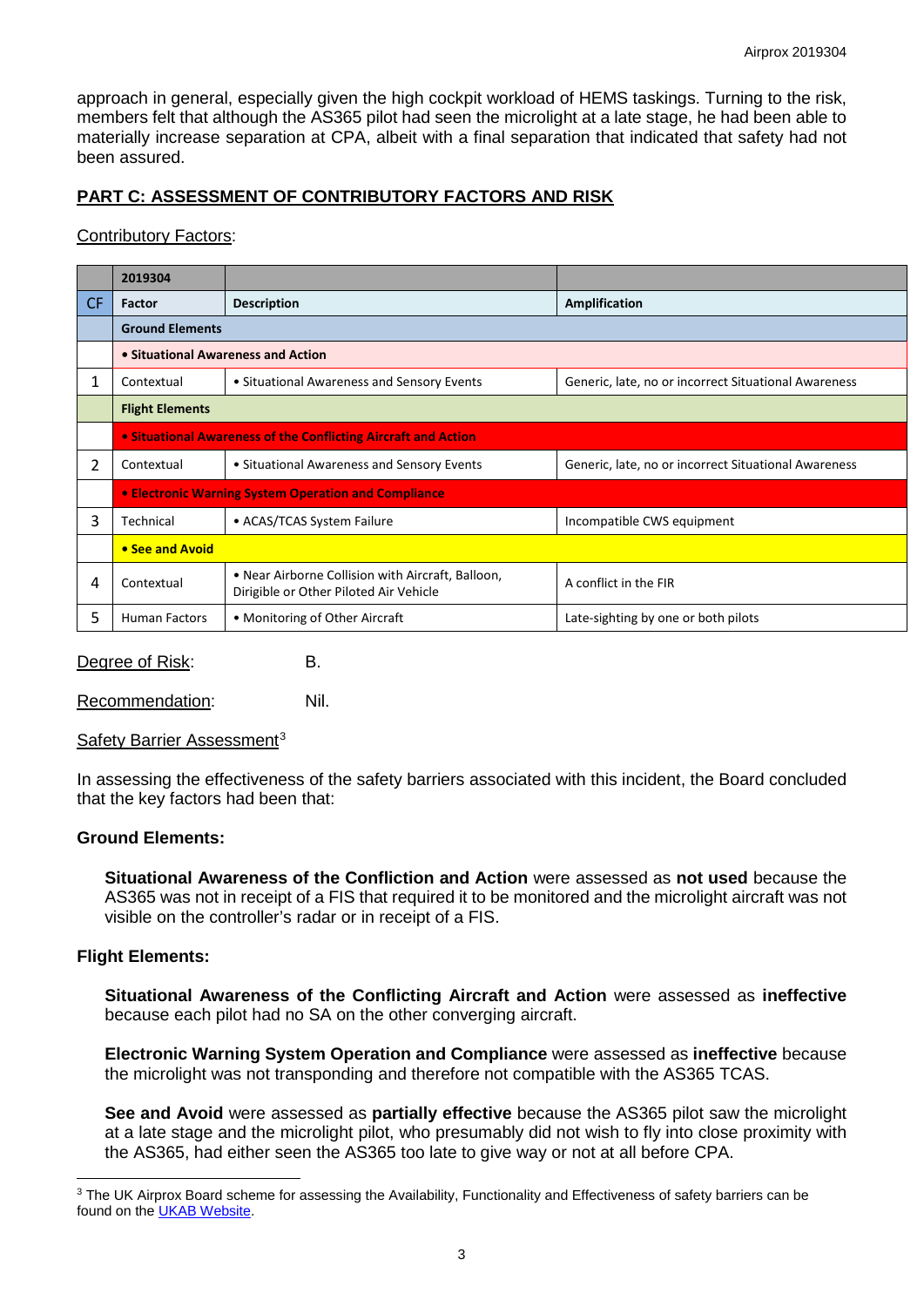approach in general, especially given the high cockpit workload of HEMS taskings. Turning to the risk, members felt that although the AS365 pilot had seen the microlight at a late stage, he had been able to materially increase separation at CPA, albeit with a final separation that indicated that safety had not been assured.

## PART C: ASSESSMENT OF CONTRIBUTORY FACTORS AND RISK

Contributory Factors:

| | 2019304 | | |
|---|---|---|---|
| **CF** | **Factor** | **Description** | **Amplification** |
| | **Ground Elements** | | |
| | **• Situational Awareness and Action** | | |
| 1 | Contextual | • Situational Awareness and Sensory Events | Generic, late, no or incorrect Situational Awareness |
| | **Flight Elements** | | |
| | **• Situational Awareness of the Conflicting Aircraft and Action** | | |
| 2 | Contextual | • Situational Awareness and Sensory Events | Generic, late, no or incorrect Situational Awareness |
| | **• Electronic Warning System Operation and Compliance** | | |
| 3 | Technical | • ACAS/TCAS System Failure | Incompatible CWS equipment |
| | **• See and Avoid** | | |
| 4 | Contextual | • Near Airborne Collision with Aircraft, Balloon, Dirigible or Other Piloted Air Vehicle | A conflict in the FIR |
| 5 | Human Factors | • Monitoring of Other Aircraft | Late-sighting by one or both pilots |

Degree of Risk: B.

Recommendation: Nil.

Safety Barrier Assessment[3]

In assessing the effectiveness of the safety barriers associated with this incident, the Board concluded that the key factors had been that:

**Ground Elements:**

**Situational Awareness of the Confliction and Action** were assessed as **not used** because the AS365 was not in receipt of a FIS that required it to be monitored and the microlight aircraft was not visible on the controller's radar or in receipt of a FIS.

**Flight Elements:**

**Situational Awareness of the Conflicting Aircraft and Action** were assessed as **ineffective** because each pilot had no SA on the other converging aircraft.

**Electronic Warning System Operation and Compliance** were assessed as **ineffective** because the microlight was not transponding and therefore not compatible with the AS365 TCAS.

**See and Avoid** were assessed as **partially effective** because the AS365 pilot saw the microlight at a late stage and the microlight pilot, who presumably did not wish to fly into close proximity with the AS365, had either seen the AS365 too late to give way or not at all before CPA.

[3] The UK Airprox Board scheme for assessing the Availability, Functionality and Effectiveness of safety barriers can be found on the UKAB Website.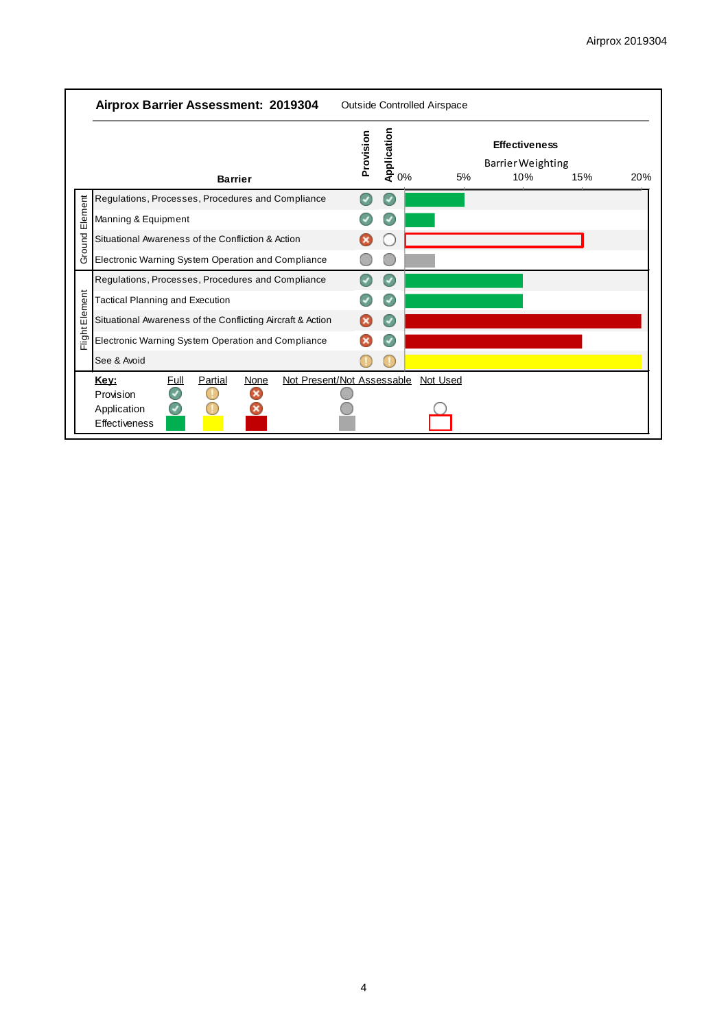## Airprox Barrier Assessment: 2019304

Outside Controlled Airspace

| Element | Barrier | Provision | Application |
| --- | --- | --- | --- |
| Ground Element | Regulations, Processes, Procedures and Compliance | Full | Full |
| Ground Element | Manning & Equipment | Full | Full |
| Ground Element | Situational Awareness of the Confliction & Action | None | Not Used |
| Ground Element | Electronic Warning System Operation and Compliance | Not Present/Not Assessable | Not Present/Not Assessable |
| Flight Element | Regulations, Processes, Procedures and Compliance | Full | Full |
| Flight Element | Tactical Planning and Execution | Full | Full |
| Flight Element | Situational Awareness of the Conflicting Aircraft & Action | None | Full |
| Flight Element | Electronic Warning System Operation and Compliance | None | Full |
| Flight Element | See & Avoid | Partial | Partial |

Effectiveness

Barrier Weighting

0% 5% 10% 15% 20%

**Key:** Full, Partial, None, Not Present/Not Assessable, Not Used

Provision

Application

Effectiveness